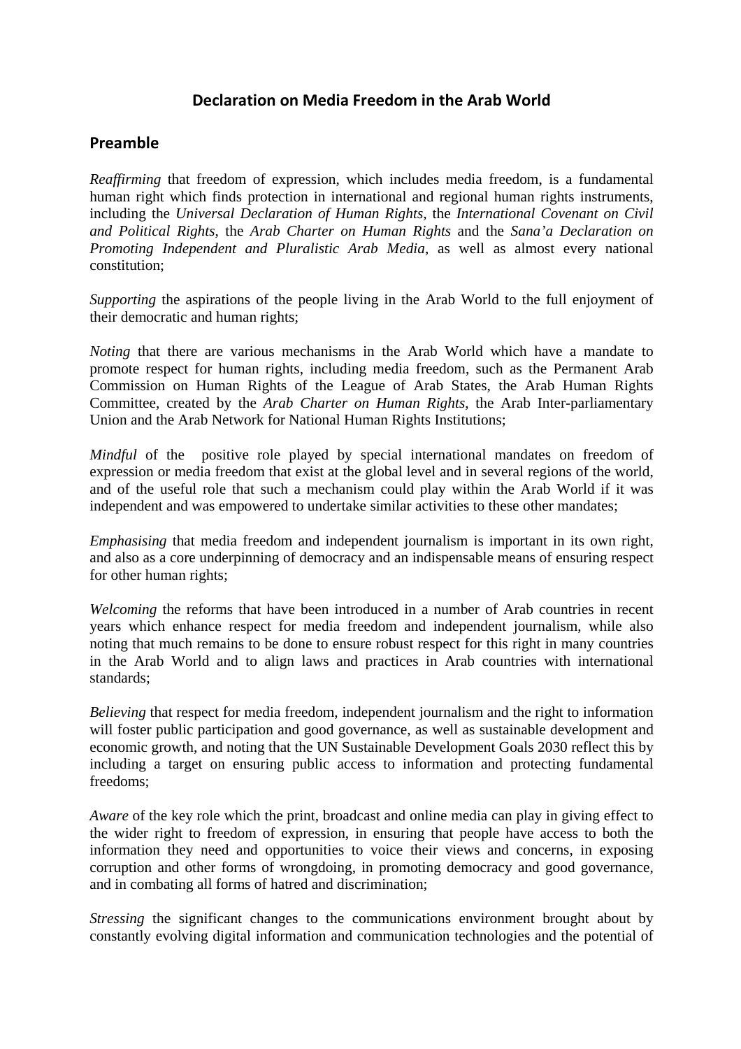# Declaration on Media Freedom in the Arab World

## Preamble

*Reaffirming* that freedom of expression, which includes media freedom, is a fundamental human right which finds protection in international and regional human rights instruments, including the *Universal Declaration of Human Rights*, the *International Covenant on Civil and Political Rights*, the *Arab Charter on Human Rights* and the *Sana'a Declaration on Promoting Independent and Pluralistic Arab Media*, as well as almost every national constitution;

*Supporting* the aspirations of the people living in the Arab World to the full enjoyment of their democratic and human rights;

*Noting* that there are various mechanisms in the Arab World which have a mandate to promote respect for human rights, including media freedom, such as the Permanent Arab Commission on Human Rights of the League of Arab States, the Arab Human Rights Committee, created by the *Arab Charter on Human Rights*, the Arab Inter-parliamentary Union and the Arab Network for National Human Rights Institutions;

*Mindful* of the positive role played by special international mandates on freedom of expression or media freedom that exist at the global level and in several regions of the world, and of the useful role that such a mechanism could play within the Arab World if it was independent and was empowered to undertake similar activities to these other mandates;

*Emphasising* that media freedom and independent journalism is important in its own right, and also as a core underpinning of democracy and an indispensable means of ensuring respect for other human rights;

*Welcoming* the reforms that have been introduced in a number of Arab countries in recent years which enhance respect for media freedom and independent journalism, while also noting that much remains to be done to ensure robust respect for this right in many countries in the Arab World and to align laws and practices in Arab countries with international standards;

*Believing* that respect for media freedom, independent journalism and the right to information will foster public participation and good governance, as well as sustainable development and economic growth, and noting that the UN Sustainable Development Goals 2030 reflect this by including a target on ensuring public access to information and protecting fundamental freedoms;

*Aware* of the key role which the print, broadcast and online media can play in giving effect to the wider right to freedom of expression, in ensuring that people have access to both the information they need and opportunities to voice their views and concerns, in exposing corruption and other forms of wrongdoing, in promoting democracy and good governance, and in combating all forms of hatred and discrimination;

*Stressing* the significant changes to the communications environment brought about by constantly evolving digital information and communication technologies and the potential of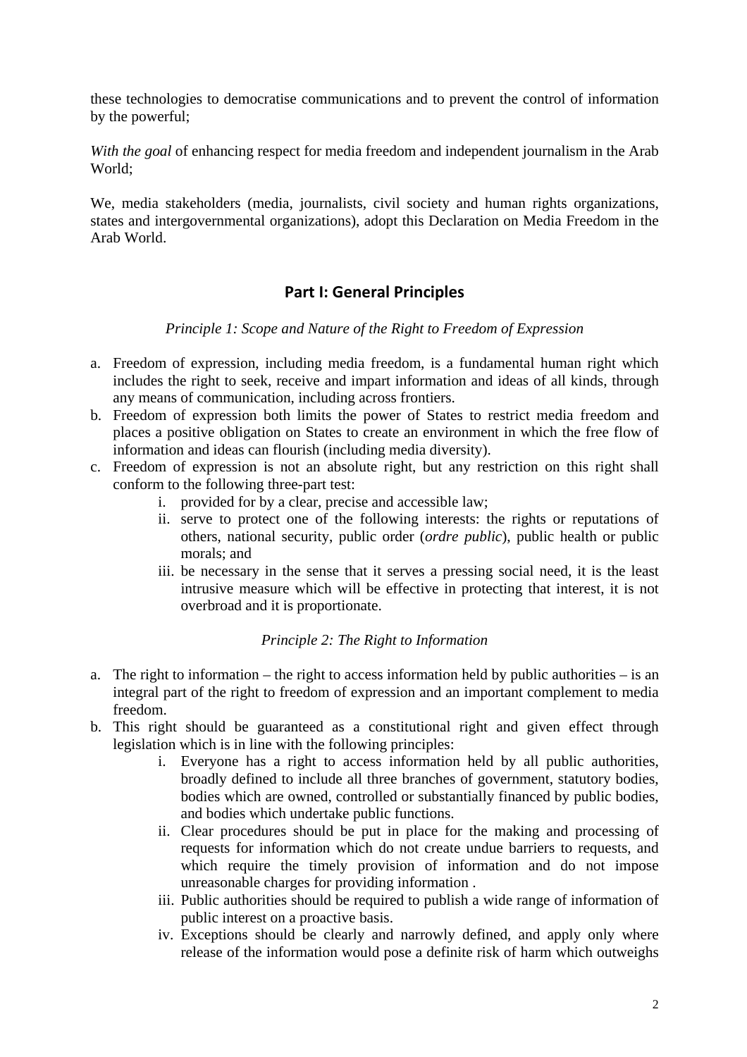these technologies to democratise communications and to prevent the control of information by the powerful;

*With the goal* of enhancing respect for media freedom and independent journalism in the Arab World;

We, media stakeholders (media, journalists, civil society and human rights organizations, states and intergovernmental organizations), adopt this Declaration on Media Freedom in the Arab World.

## Part I: General Principles

*Principle 1: Scope and Nature of the Right to Freedom of Expression*

a. Freedom of expression, including media freedom, is a fundamental human right which includes the right to seek, receive and impart information and ideas of all kinds, through any means of communication, including across frontiers.
b. Freedom of expression both limits the power of States to restrict media freedom and places a positive obligation on States to create an environment in which the free flow of information and ideas can flourish (including media diversity).
c. Freedom of expression is not an absolute right, but any restriction on this right shall conform to the following three-part test:
    i. provided for by a clear, precise and accessible law;
    ii. serve to protect one of the following interests: the rights or reputations of others, national security, public order (*ordre public*), public health or public morals; and
    iii. be necessary in the sense that it serves a pressing social need, it is the least intrusive measure which will be effective in protecting that interest, it is not overbroad and it is proportionate.

*Principle 2: The Right to Information*

a. The right to information – the right to access information held by public authorities – is an integral part of the right to freedom of expression and an important complement to media freedom.
b. This right should be guaranteed as a constitutional right and given effect through legislation which is in line with the following principles:
    i. Everyone has a right to access information held by all public authorities, broadly defined to include all three branches of government, statutory bodies, bodies which are owned, controlled or substantially financed by public bodies, and bodies which undertake public functions.
    ii. Clear procedures should be put in place for the making and processing of requests for information which do not create undue barriers to requests, and which require the timely provision of information and do not impose unreasonable charges for providing information .
    iii. Public authorities should be required to publish a wide range of information of public interest on a proactive basis.
    iv. Exceptions should be clearly and narrowly defined, and apply only where release of the information would pose a definite risk of harm which outweighs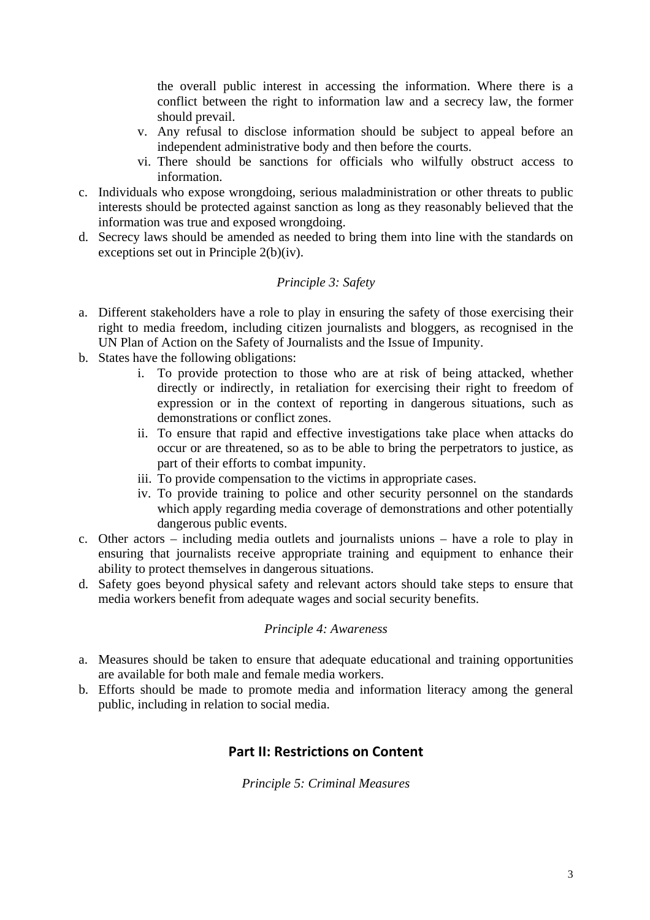the overall public interest in accessing the information. Where there is a conflict between the right to information law and a secrecy law, the former should prevail.

   v. Any refusal to disclose information should be subject to appeal before an independent administrative body and then before the courts.
   vi. There should be sanctions for officials who wilfully obstruct access to information.

c. Individuals who expose wrongdoing, serious maladministration or other threats to public interests should be protected against sanction as long as they reasonably believed that the information was true and exposed wrongdoing.
d. Secrecy laws should be amended as needed to bring them into line with the standards on exceptions set out in Principle 2(b)(iv).

*Principle 3: Safety*

a. Different stakeholders have a role to play in ensuring the safety of those exercising their right to media freedom, including citizen journalists and bloggers, as recognised in the UN Plan of Action on the Safety of Journalists and the Issue of Impunity.
b. States have the following obligations:
   i. To provide protection to those who are at risk of being attacked, whether directly or indirectly, in retaliation for exercising their right to freedom of expression or in the context of reporting in dangerous situations, such as demonstrations or conflict zones.
   ii. To ensure that rapid and effective investigations take place when attacks do occur or are threatened, so as to be able to bring the perpetrators to justice, as part of their efforts to combat impunity.
   iii. To provide compensation to the victims in appropriate cases.
   iv. To provide training to police and other security personnel on the standards which apply regarding media coverage of demonstrations and other potentially dangerous public events.
c. Other actors – including media outlets and journalists unions – have a role to play in ensuring that journalists receive appropriate training and equipment to enhance their ability to protect themselves in dangerous situations.
d. Safety goes beyond physical safety and relevant actors should take steps to ensure that media workers benefit from adequate wages and social security benefits.

*Principle 4: Awareness*

a. Measures should be taken to ensure that adequate educational and training opportunities are available for both male and female media workers.
b. Efforts should be made to promote media and information literacy among the general public, including in relation to social media.

## Part II: Restrictions on Content

*Principle 5: Criminal Measures*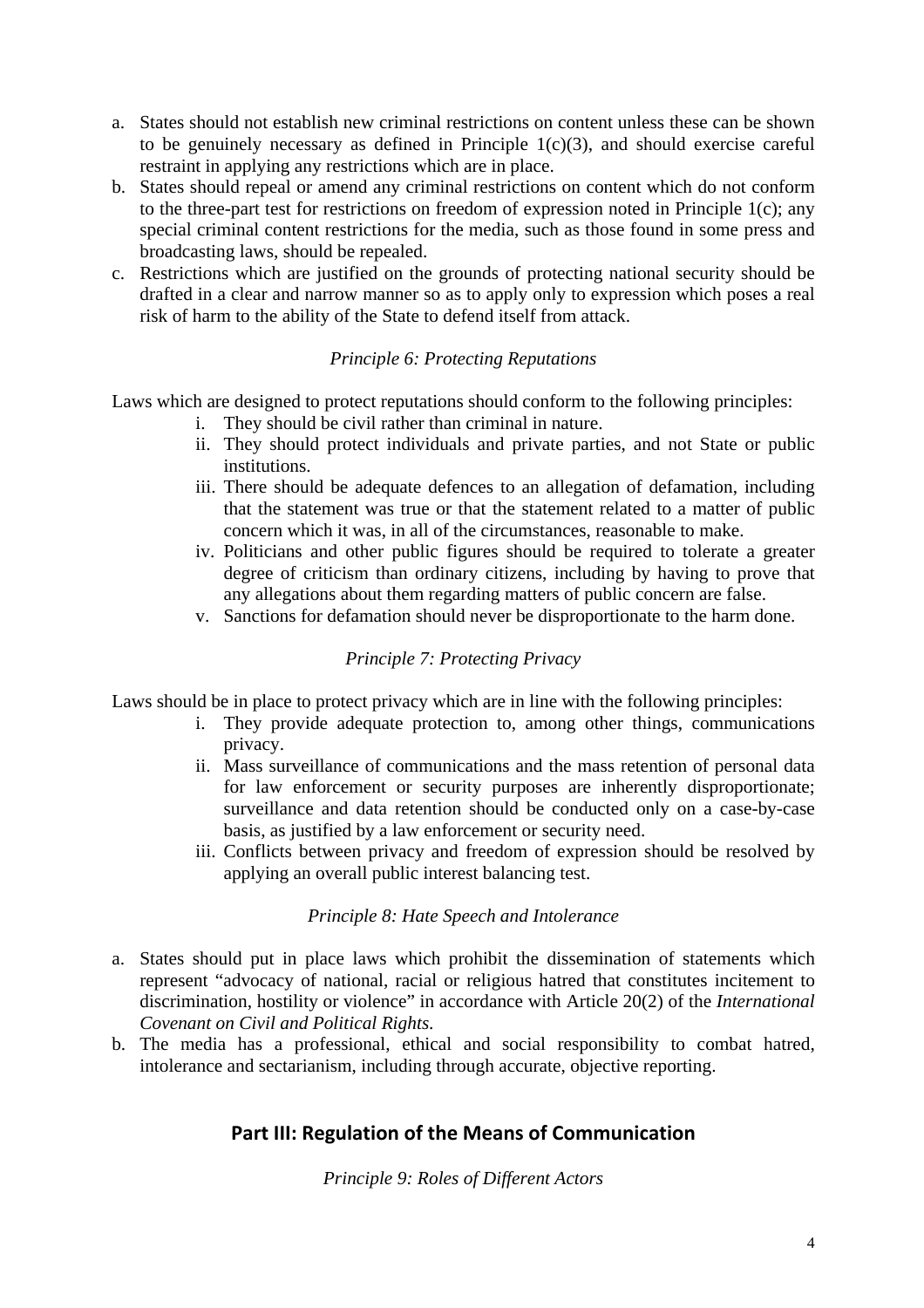a. States should not establish new criminal restrictions on content unless these can be shown to be genuinely necessary as defined in Principle 1(c)(3), and should exercise careful restraint in applying any restrictions which are in place.
b. States should repeal or amend any criminal restrictions on content which do not conform to the three-part test for restrictions on freedom of expression noted in Principle 1(c); any special criminal content restrictions for the media, such as those found in some press and broadcasting laws, should be repealed.
c. Restrictions which are justified on the grounds of protecting national security should be drafted in a clear and narrow manner so as to apply only to expression which poses a real risk of harm to the ability of the State to defend itself from attack.

*Principle 6: Protecting Reputations*

Laws which are designed to protect reputations should conform to the following principles:

i. They should be civil rather than criminal in nature.
ii. They should protect individuals and private parties, and not State or public institutions.
iii. There should be adequate defences to an allegation of defamation, including that the statement was true or that the statement related to a matter of public concern which it was, in all of the circumstances, reasonable to make.
iv. Politicians and other public figures should be required to tolerate a greater degree of criticism than ordinary citizens, including by having to prove that any allegations about them regarding matters of public concern are false.
v. Sanctions for defamation should never be disproportionate to the harm done.

*Principle 7: Protecting Privacy*

Laws should be in place to protect privacy which are in line with the following principles:

i. They provide adequate protection to, among other things, communications privacy.
ii. Mass surveillance of communications and the mass retention of personal data for law enforcement or security purposes are inherently disproportionate; surveillance and data retention should be conducted only on a case-by-case basis, as justified by a law enforcement or security need.
iii. Conflicts between privacy and freedom of expression should be resolved by applying an overall public interest balancing test.

*Principle 8: Hate Speech and Intolerance*

a. States should put in place laws which prohibit the dissemination of statements which represent "advocacy of national, racial or religious hatred that constitutes incitement to discrimination, hostility or violence" in accordance with Article 20(2) of the *International Covenant on Civil and Political Rights*.
b. The media has a professional, ethical and social responsibility to combat hatred, intolerance and sectarianism, including through accurate, objective reporting.

## Part III: Regulation of the Means of Communication

*Principle 9: Roles of Different Actors*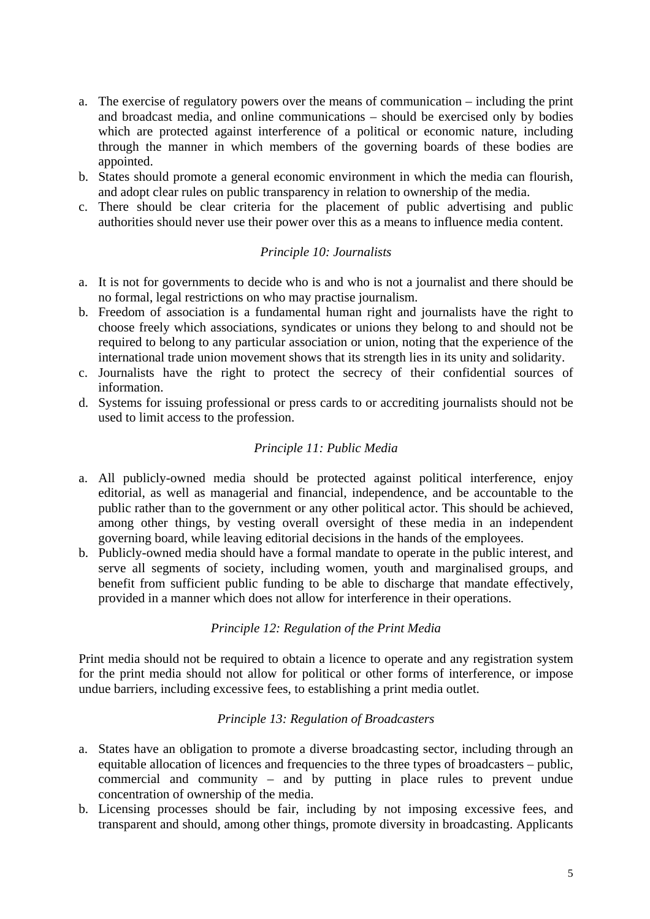a. The exercise of regulatory powers over the means of communication – including the print and broadcast media, and online communications – should be exercised only by bodies which are protected against interference of a political or economic nature, including through the manner in which members of the governing boards of these bodies are appointed.
b. States should promote a general economic environment in which the media can flourish, and adopt clear rules on public transparency in relation to ownership of the media.
c. There should be clear criteria for the placement of public advertising and public authorities should never use their power over this as a means to influence media content.

*Principle 10: Journalists*

a. It is not for governments to decide who is and who is not a journalist and there should be no formal, legal restrictions on who may practise journalism.
b. Freedom of association is a fundamental human right and journalists have the right to choose freely which associations, syndicates or unions they belong to and should not be required to belong to any particular association or union, noting that the experience of the international trade union movement shows that its strength lies in its unity and solidarity.
c. Journalists have the right to protect the secrecy of their confidential sources of information.
d. Systems for issuing professional or press cards to or accrediting journalists should not be used to limit access to the profession.

*Principle 11: Public Media*

a. All publicly-owned media should be protected against political interference, enjoy editorial, as well as managerial and financial, independence, and be accountable to the public rather than to the government or any other political actor. This should be achieved, among other things, by vesting overall oversight of these media in an independent governing board, while leaving editorial decisions in the hands of the employees.
b. Publicly-owned media should have a formal mandate to operate in the public interest, and serve all segments of society, including women, youth and marginalised groups, and benefit from sufficient public funding to be able to discharge that mandate effectively, provided in a manner which does not allow for interference in their operations.

*Principle 12: Regulation of the Print Media*

Print media should not be required to obtain a licence to operate and any registration system for the print media should not allow for political or other forms of interference, or impose undue barriers, including excessive fees, to establishing a print media outlet.

*Principle 13: Regulation of Broadcasters*

a. States have an obligation to promote a diverse broadcasting sector, including through an equitable allocation of licences and frequencies to the three types of broadcasters – public, commercial and community – and by putting in place rules to prevent undue concentration of ownership of the media.
b. Licensing processes should be fair, including by not imposing excessive fees, and transparent and should, among other things, promote diversity in broadcasting. Applicants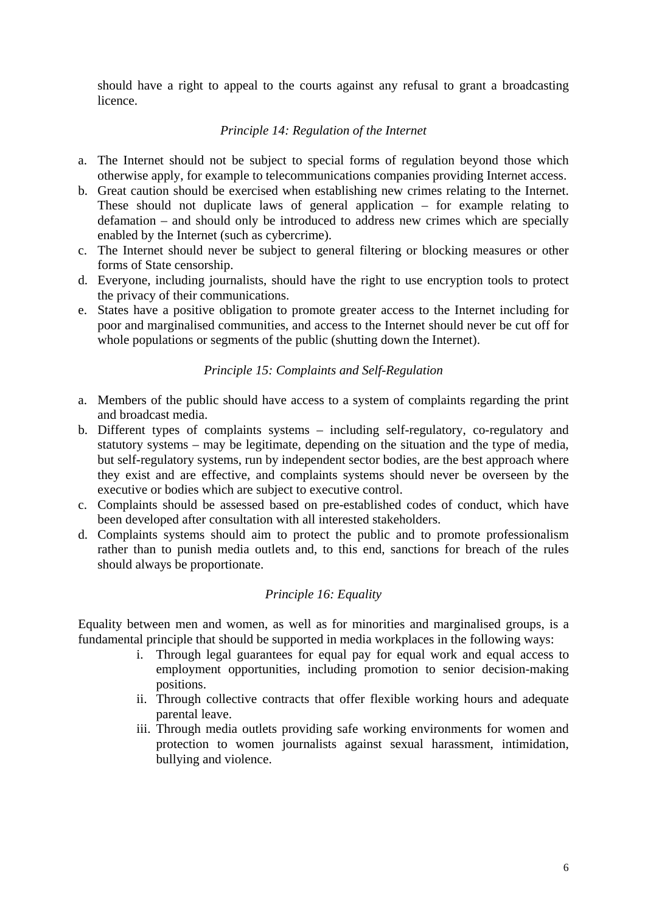should have a right to appeal to the courts against any refusal to grant a broadcasting licence.

*Principle 14: Regulation of the Internet*

a. The Internet should not be subject to special forms of regulation beyond those which otherwise apply, for example to telecommunications companies providing Internet access.
b. Great caution should be exercised when establishing new crimes relating to the Internet. These should not duplicate laws of general application – for example relating to defamation – and should only be introduced to address new crimes which are specially enabled by the Internet (such as cybercrime).
c. The Internet should never be subject to general filtering or blocking measures or other forms of State censorship.
d. Everyone, including journalists, should have the right to use encryption tools to protect the privacy of their communications.
e. States have a positive obligation to promote greater access to the Internet including for poor and marginalised communities, and access to the Internet should never be cut off for whole populations or segments of the public (shutting down the Internet).

*Principle 15: Complaints and Self-Regulation*

a. Members of the public should have access to a system of complaints regarding the print and broadcast media.
b. Different types of complaints systems – including self-regulatory, co-regulatory and statutory systems – may be legitimate, depending on the situation and the type of media, but self-regulatory systems, run by independent sector bodies, are the best approach where they exist and are effective, and complaints systems should never be overseen by the executive or bodies which are subject to executive control.
c. Complaints should be assessed based on pre-established codes of conduct, which have been developed after consultation with all interested stakeholders.
d. Complaints systems should aim to protect the public and to promote professionalism rather than to punish media outlets and, to this end, sanctions for breach of the rules should always be proportionate.

*Principle 16: Equality*

Equality between men and women, as well as for minorities and marginalised groups, is a fundamental principle that should be supported in media workplaces in the following ways:

i. Through legal guarantees for equal pay for equal work and equal access to employment opportunities, including promotion to senior decision-making positions.
ii. Through collective contracts that offer flexible working hours and adequate parental leave.
iii. Through media outlets providing safe working environments for women and protection to women journalists against sexual harassment, intimidation, bullying and violence.